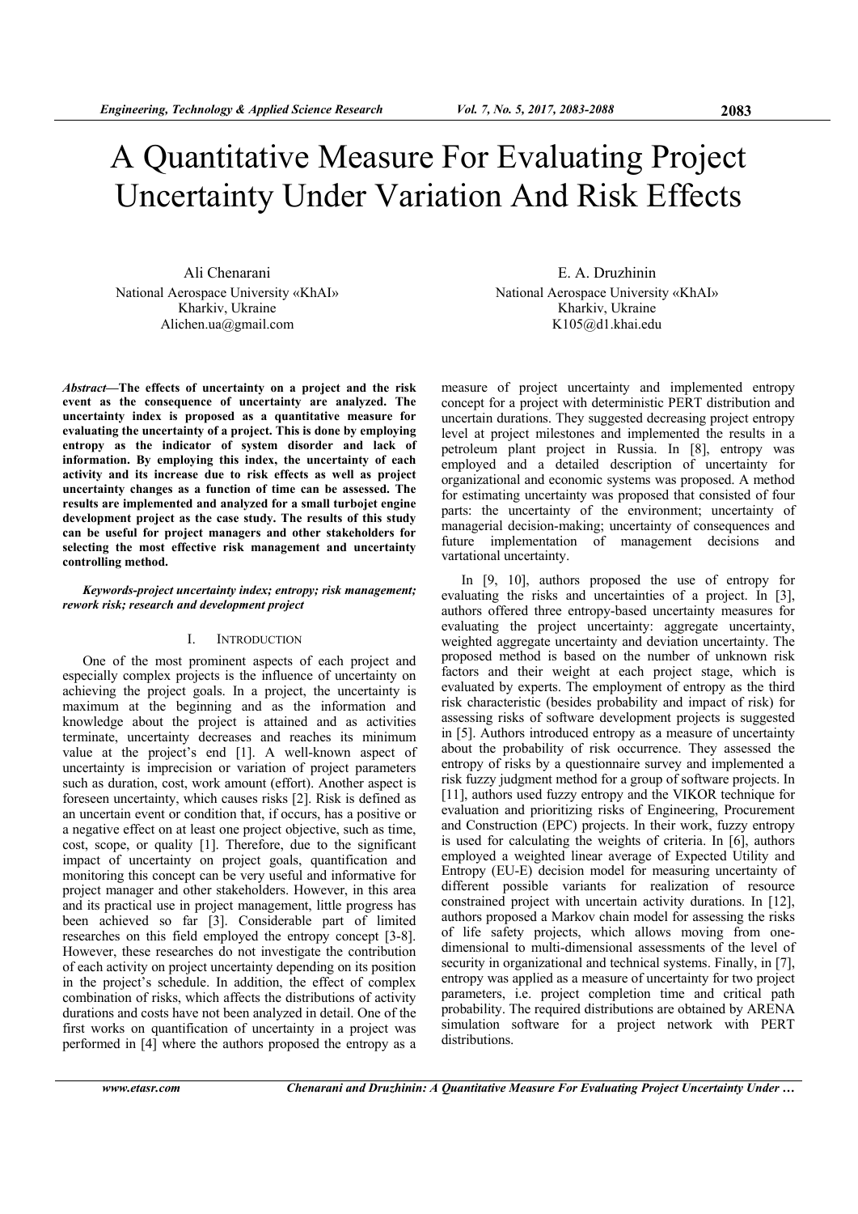# A Quantitative Measure For Evaluating Project Uncertainty Under Variation And Risk Effects

Ali Chenarani
National Aerospace University «KhAI»
Kharkiv, Ukraine
Alichen.ua@gmail.com

E. A. Druzhinin
National Aerospace University «KhAI»
Kharkiv, Ukraine
K105@d1.khai.edu

***Abstract*—The effects of uncertainty on a project and the risk event as the consequence of uncertainty are analyzed. The uncertainty index is proposed as a quantitative measure for evaluating the uncertainty of a project. This is done by employing entropy as the indicator of system disorder and lack of information. By employing this index, the uncertainty of each activity and its increase due to risk effects as well as project uncertainty changes as a function of time can be assessed. The results are implemented and analyzed for a small turbojet engine development project as the case study. The results of this study can be useful for project managers and other stakeholders for selecting the most effective risk management and uncertainty controlling method.**

***Keywords-project uncertainty index; entropy; risk management; rework risk; research and development project***

## I. Introduction

One of the most prominent aspects of each project and especially complex projects is the influence of uncertainty on achieving the project goals. In a project, the uncertainty is maximum at the beginning and as the information and knowledge about the project is attained and as activities terminate, uncertainty decreases and reaches its minimum value at the project's end [1]. A well-known aspect of uncertainty is imprecision or variation of project parameters such as duration, cost, work amount (effort). Another aspect is foreseen uncertainty, which causes risks [2]. Risk is defined as an uncertain event or condition that, if occurs, has a positive or a negative effect on at least one project objective, such as time, cost, scope, or quality [1]. Therefore, due to the significant impact of uncertainty on project goals, quantification and monitoring this concept can be very useful and informative for project manager and other stakeholders. However, in this area and its practical use in project management, little progress has been achieved so far [3]. Considerable part of limited researches on this field employed the entropy concept [3-8]. However, these researches do not investigate the contribution of each activity on project uncertainty depending on its position in the project's schedule. In addition, the effect of complex combination of risks, which affects the distributions of activity durations and costs have not been analyzed in detail. One of the first works on quantification of uncertainty in a project was performed in [4] where the authors proposed the entropy as a measure of project uncertainty and implemented entropy concept for a project with deterministic PERT distribution and uncertain durations. They suggested decreasing project entropy level at project milestones and implemented the results in a petroleum plant project in Russia. In [8], entropy was employed and a detailed description of uncertainty for organizational and economic systems was proposed. A method for estimating uncertainty was proposed that consisted of four parts: the uncertainty of the environment; uncertainty of managerial decision-making; uncertainty of consequences and future implementation of management decisions and vartational uncertainty.

In [9, 10], authors proposed the use of entropy for evaluating the risks and uncertainties of a project. In [3], authors offered three entropy-based uncertainty measures for evaluating the project uncertainty: aggregate uncertainty, weighted aggregate uncertainty and deviation uncertainty. The proposed method is based on the number of unknown risk factors and their weight at each project stage, which is evaluated by experts. The employment of entropy as the third risk characteristic (besides probability and impact of risk) for assessing risks of software development projects is suggested in [5]. Authors introduced entropy as a measure of uncertainty about the probability of risk occurrence. They assessed the entropy of risks by a questionnaire survey and implemented a risk fuzzy judgment method for a group of software projects. In [11], authors used fuzzy entropy and the VIKOR technique for evaluation and prioritizing risks of Engineering, Procurement and Construction (EPC) projects. In their work, fuzzy entropy is used for calculating the weights of criteria. In [6], authors employed a weighted linear average of Expected Utility and Entropy (EU-E) decision model for measuring uncertainty of different possible variants for realization of resource constrained project with uncertain activity durations. In [12], authors proposed a Markov chain model for assessing the risks of life safety projects, which allows moving from one-dimensional to multi-dimensional assessments of the level of security in organizational and technical systems. Finally, in [7], entropy was applied as a measure of uncertainty for two project parameters, i.e. project completion time and critical path probability. The required distributions are obtained by ARENA simulation software for a project network with PERT distributions.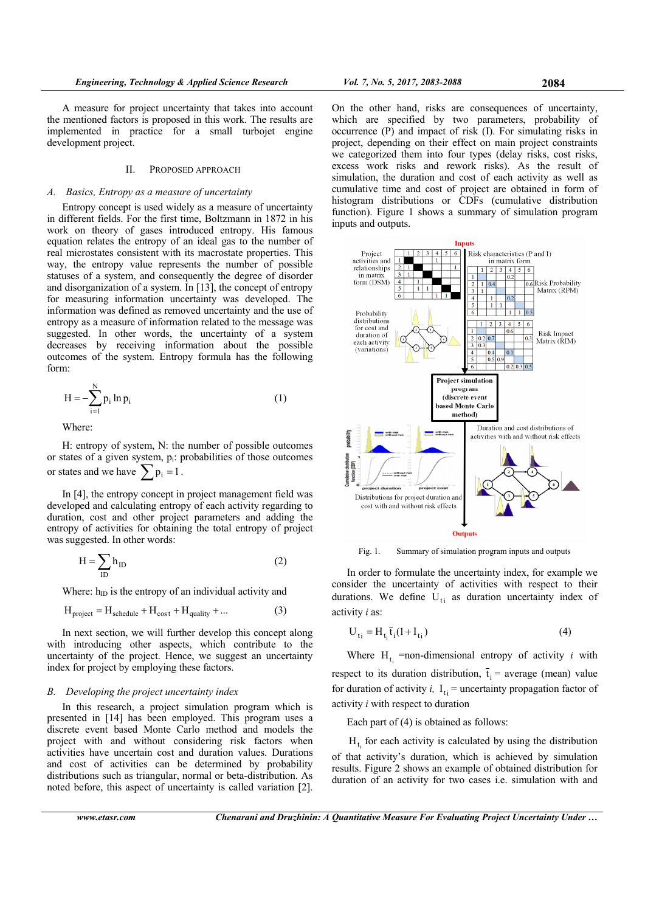A measure for project uncertainty that takes into account the mentioned factors is proposed in this work. The results are implemented in practice for a small turbojet engine development project.

## II. Proposed Approach

### *A. Basics, Entropy as a measure of uncertainty*

Entropy concept is used widely as a measure of uncertainty in different fields. For the first time, Boltzmann in 1872 in his work on theory of gases introduced entropy. His famous equation relates the entropy of an ideal gas to the number of real microstates consistent with its macrostate properties. This way, the entropy value represents the number of possible statuses of a system, and consequently the degree of disorder and disorganization of a system. In [13], the concept of entropy for measuring information uncertainty was developed. The information was defined as removed uncertainty and the use of entropy as a measure of information related to the message was suggested. In other words, the uncertainty of a system decreases by receiving information about the possible outcomes of the system. Entropy formula has the following form:

$$H = -\sum_{i=1}^{N} p_i \ln p_i \tag{1}$$

Where:

H: entropy of system, N: the number of possible outcomes or states of a given system, $p_i$: probabilities of those outcomes or states and we have $\sum p_i = 1$.

In [4], the entropy concept in project management field was developed and calculating entropy of each activity regarding to duration, cost and other project parameters and adding the entropy of activities for obtaining the total entropy of project was suggested. In other words:

$$H = \sum_{ID} h_{ID} \tag{2}$$

Where: $h_{ID}$ is the entropy of an individual activity and

$$H_{project} = H_{schedule} + H_{cost} + H_{quality} + \ldots \tag{3}$$

In next section, we will further develop this concept along with introducing other aspects, which contribute to the uncertainty of the project. Hence, we suggest an uncertainty index for project by employing these factors.

### *B. Developing the project uncertainty index*

In this research, a project simulation program which is presented in [14] has been employed. This program uses a discrete event based Monte Carlo method and models the project with and without considering risk factors when activities have uncertain cost and duration values. Durations and cost of activities can be determined by probability distributions such as triangular, normal or beta-distribution. As noted before, this aspect of uncertainty is called variation [2]. On the other hand, risks are consequences of uncertainty, which are specified by two parameters, probability of occurrence (P) and impact of risk (I). For simulating risks in project, depending on their effect on main project constraints we categorized them into four types (delay risks, cost risks, excess work risks and rework risks). As the result of simulation, the duration and cost of each activity as well as cumulative time and cost of project are obtained in form of histogram distributions or CDFs (cumulative distribution function). Figure 1 shows a summary of simulation program inputs and outputs.

Inputs

Project activities and relationships in matrix form (DSM)

Risk characteristics (P and I) in matrix form

Risk Probability Matrix (RPM)

Probability distributions for cost and duration of each activity (variations)

Risk Impact Matrix (RIM)

Project simulation program (discrete event based Monte Carlo method)

Duration and cost distributions of activities with and without risk effects

Distributions for project duration and cost with and without risk effects

project duration

project cost

Outputs

Fig. 1. Summary of simulation program inputs and outputs

In order to formulate the uncertainty index, for example we consider the uncertainty of activities with respect to their durations. We define $U_{ti}$ as duration uncertainty index of activity *i* as:

$$U_{ti} = H_{t_i} \bar{t}_i (1 + I_{ti}) \tag{4}$$

Where $H_{t_i}$ =non-dimensional entropy of activity *i* with respect to its duration distribution, $\bar{t}_i$ = average (mean) value for duration of activity *i*, $I_{ti}$ = uncertainty propagation factor of activity *i* with respect to duration

Each part of (4) is obtained as follows:

$H_{t_i}$ for each activity is calculated by using the distribution of that activity's duration, which is achieved by simulation results. Figure 2 shows an example of obtained distribution for duration of an activity for two cases i.e. simulation with and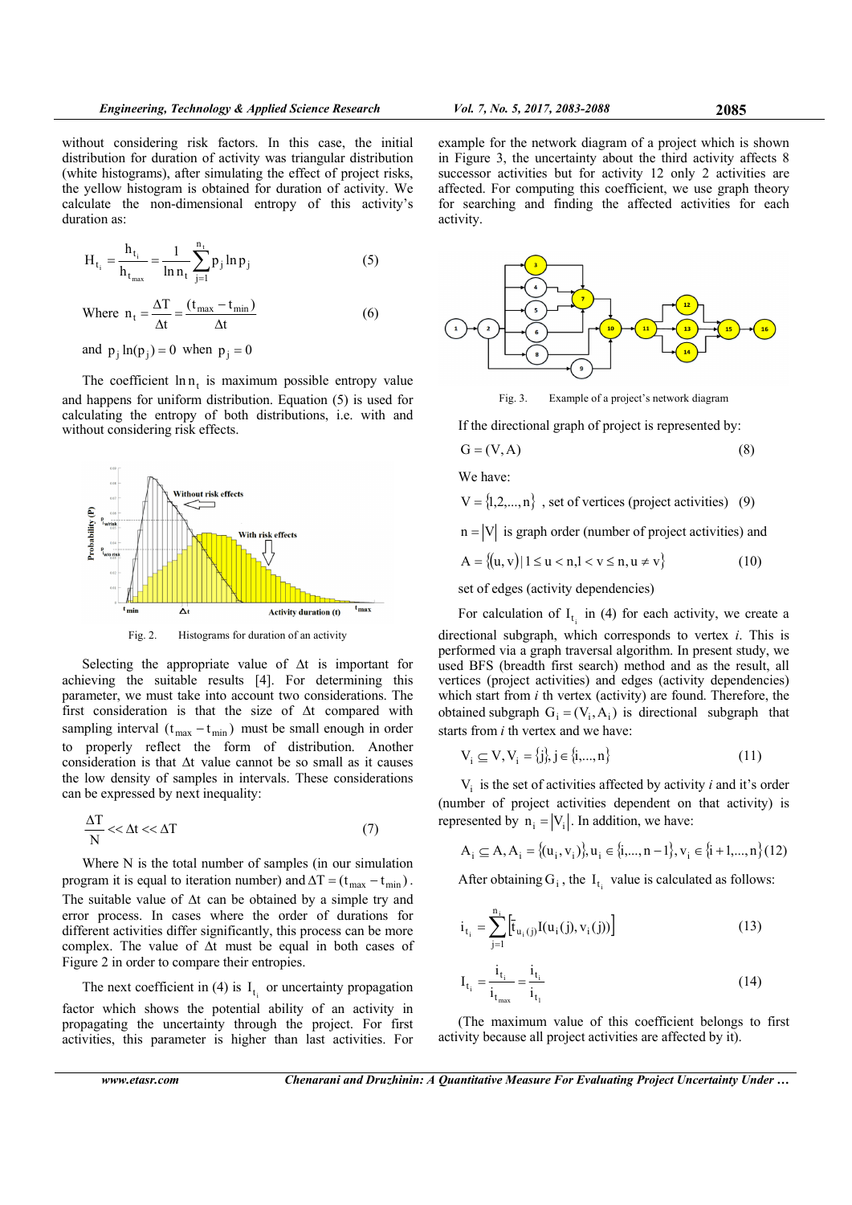without considering risk factors. In this case, the initial distribution for duration of activity was triangular distribution (white histograms), after simulating the effect of project risks, the yellow histogram is obtained for duration of activity. We calculate the non-dimensional entropy of this activity's duration as:

$$H_{t_i} = \frac{h_{t_i}}{h_{t_{max}}} = \frac{1}{\ln n_t} \sum_{j=1}^{n_t} p_j \ln p_j \qquad (5)$$

$$\text{Where } n_t = \frac{\Delta T}{\Delta t} = \frac{(t_{max} - t_{min})}{\Delta t} \qquad (6)$$

and $p_j \ln(p_j) = 0$ when $p_j = 0$

The coefficient $\ln n_t$ is maximum possible entropy value and happens for uniform distribution. Equation (5) is used for calculating the entropy of both distributions, i.e. with and without considering risk effects.

Without risk effects

With risk effects

Probability (P)

$P_{w/risk}$

$P_{w/o\ risk}$

$t_{min}$

$\Delta t$

Activity duration (t)

$t_{max}$

Fig. 2. Histograms for duration of an activity

Selecting the appropriate value of $\Delta t$ is important for achieving the suitable results [4]. For determining this parameter, we must take into account two considerations. The first consideration is that the size of $\Delta t$ compared with sampling interval $(t_{max} - t_{min})$ must be small enough in order to properly reflect the form of distribution. Another consideration is that $\Delta t$ value cannot be so small as it causes the low density of samples in intervals. These considerations can be expressed by next inequality:

$$\frac{\Delta T}{N} << \Delta t << \Delta T \qquad (7)$$

Where N is the total number of samples (in our simulation program it is equal to iteration number) and $\Delta T = (t_{max} - t_{min})$. The suitable value of $\Delta t$ can be obtained by a simple try and error process. In cases where the order of durations for different activities differ significantly, this process can be more complex. The value of $\Delta t$ must be equal in both cases of Figure 2 in order to compare their entropies.

The next coefficient in (4) is $I_{t_i}$ or uncertainty propagation factor which shows the potential ability of an activity in propagating the uncertainty through the project. For first activities, this parameter is higher than last activities. For example for the network diagram of a project which is shown in Figure 3, the uncertainty about the third activity affects 8 successor activities but for activity 12 only 2 activities are affected. For computing this coefficient, we use graph theory for searching and finding the affected activities for each activity.

1 2 3 4 5 6 7 8 9 10 11 12 13 14 15 16

Fig. 3. Example of a project's network diagram

If the directional graph of project is represented by:

$$G = (V, A) \qquad (8)$$

We have:

$V = \{1, 2, ..., n\}$ , set of vertices (project activities) (9)

$n = |V|$ is graph order (number of project activities) and

$$A = \{(u, v) \mid 1 \le u < n, 1 < v \le n, u \ne v\} \qquad (10)$$

set of edges (activity dependencies)

For calculation of $I_{t_i}$ in (4) for each activity, we create a directional subgraph, which corresponds to vertex *i*. This is performed via a graph traversal algorithm. In present study, we used BFS (breadth first search) method and as the result, all vertices (project activities) and edges (activity dependencies) which start from *i* th vertex (activity) are found. Therefore, the obtained subgraph $G_i = (V_i, A_i)$ is directional subgraph that starts from *i* th vertex and we have:

$$V_i \subseteq V, V_i = \{j\}, j \in \{i, ..., n\} \qquad (11)$$

$V_i$ is the set of activities affected by activity *i* and it's order (number of project activities dependent on that activity) is represented by $n_i = |V_i|$. In addition, we have:

$$A_i \subseteq A, A_i = \{(u_i, v_i)\}, u_i \in \{i, ..., n-1\}, v_i \in \{i+1, ..., n\} \qquad (12)$$

After obtaining $G_i$, the $I_{t_i}$ value is calculated as follows:

$$i_{t_i} = \sum_{j=1}^{n_i} \left[ \bar{t}_{u_i(j)} I(u_i(j), v_i(j)) \right] \qquad (13)$$

$$I_{t_i} = \frac{i_{t_i}}{i_{t_{max}}} = \frac{i_{t_i}}{i_{t_1}} \qquad (14)$$

(The maximum value of this coefficient belongs to first activity because all project activities are affected by it).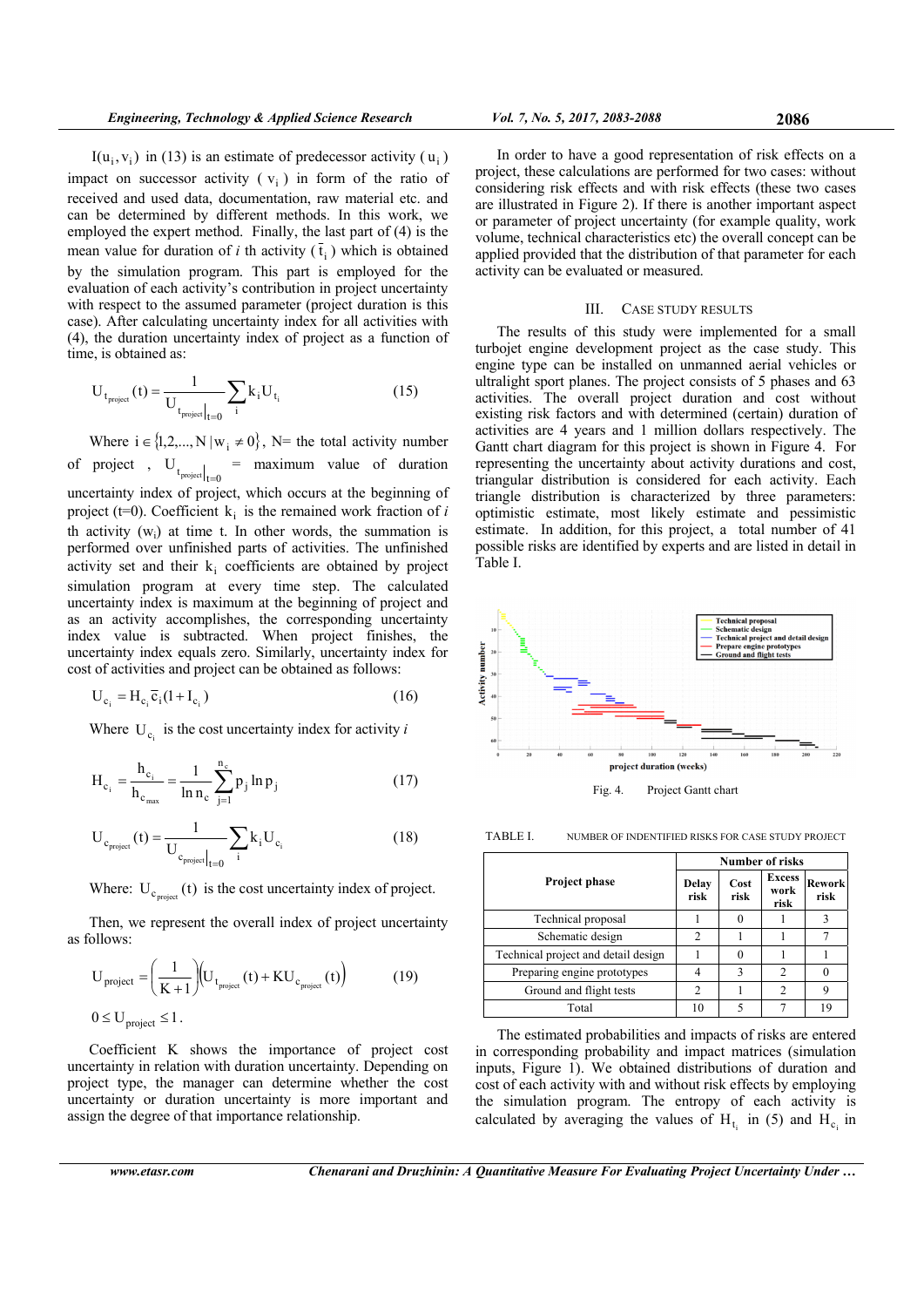$I(u_i, v_i)$ in (13) is an estimate of predecessor activity ($u_i$) impact on successor activity ($v_i$) in form of the ratio of received and used data, documentation, raw material etc. and can be determined by different methods. In this work, we employed the expert method. Finally, the last part of (4) is the mean value for duration of *i* th activity ($\bar{t}_i$) which is obtained by the simulation program. This part is employed for the evaluation of each activity's contribution in project uncertainty with respect to the assumed parameter (project duration is this case). After calculating uncertainty index for all activities with (4), the duration uncertainty index of project as a function of time, is obtained as:

$$U_{t_{project}}(t) = \frac{1}{U_{t_{project}}\big|_{t=0}} \sum_i k_i U_{t_i} \tag{15}$$

Where $i \in \{1,2,...,N \mid w_i \neq 0\}$, N= the total activity number of project , $U_{t_{project}}\big|_{t=0}$ = maximum value of duration uncertainty index of project, which occurs at the beginning of project (t=0). Coefficient $k_i$ is the remained work fraction of *i* th activity ($w_i$) at time t. In other words, the summation is performed over unfinished parts of activities. The unfinished activity set and their $k_i$ coefficients are obtained by project simulation program at every time step. The calculated uncertainty index is maximum at the beginning of project and as an activity accomplishes, the corresponding uncertainty index value is subtracted. When project finishes, the uncertainty index equals zero. Similarly, uncertainty index for cost of activities and project can be obtained as follows:

$$U_{c_i} = H_{c_i} \bar{c}_i (1 + I_{c_i}) \tag{16}$$

Where $U_{c_i}$ is the cost uncertainty index for activity *i*

$$H_{c_i} = \frac{h_{c_i}}{h_{c_{max}}} = \frac{1}{\ln n_c} \sum_{j=1}^{n_c} p_j \ln p_j \tag{17}$$

$$U_{c_{project}}(t) = \frac{1}{U_{c_{project}}\big|_{t=0}} \sum_i k_i U_{c_i} \tag{18}$$

Where: $U_{c_{project}}(t)$ is the cost uncertainty index of project.

Then, we represent the overall index of project uncertainty as follows:

$$U_{project} = \left(\frac{1}{K+1}\right)\left(U_{t_{project}}(t) + K U_{c_{project}}(t)\right) \tag{19}$$

$$0 \le U_{project} \le 1.$$

Coefficient K shows the importance of project cost uncertainty in relation with duration uncertainty. Depending on project type, the manager can determine whether the cost uncertainty or duration uncertainty is more important and assign the degree of that importance relationship.

In order to have a good representation of risk effects on a project, these calculations are performed for two cases: without considering risk effects and with risk effects (these two cases are illustrated in Figure 2). If there is another important aspect or parameter of project uncertainty (for example quality, work volume, technical characteristics etc) the overall concept can be applied provided that the distribution of that parameter for each activity can be evaluated or measured.

## III. CASE STUDY RESULTS

The results of this study were implemented for a small turbojet engine development project as the case study. This engine type can be installed on unmanned aerial vehicles or ultralight sport planes. The project consists of 5 phases and 63 activities. The overall project duration and cost without existing risk factors and with determined (certain) duration of activities are 4 years and 1 million dollars respectively. The Gantt chart diagram for this project is shown in Figure 4. For representing the uncertainty about activity durations and cost, triangular distribution is considered for each activity. Each triangle distribution is characterized by three parameters: optimistic estimate, most likely estimate and pessimistic estimate. In addition, for this project, a total number of 41 possible risks are identified by experts and are listed in detail in Table I.

Technical proposal
Schematic design
Technical project and detail design
Prepare engine prototypes
Ground and flight tests
Activity number
10
20
30
40
50
60
0
20
40
60
80
100
120
140
160
180
200
220
project duration (weeks)

Fig. 4. Project Gantt chart

TABLE I. NUMBER OF INDENTIFIED RISKS FOR CASE STUDY PROJECT

| Project phase | Number of risks | | | |
|---|---|---|---|---|
| | Delay risk | Cost risk | Excess work risk | Rework risk |
| Technical proposal | 1 | 0 | 1 | 3 |
| Schematic design | 2 | 1 | 1 | 7 |
| Technical project and detail design | 1 | 0 | 1 | 1 |
| Preparing engine prototypes | 4 | 3 | 2 | 0 |
| Ground and flight tests | 2 | 1 | 2 | 9 |
| Total | 10 | 5 | 7 | 19 |

The estimated probabilities and impacts of risks are entered in corresponding probability and impact matrices (simulation inputs, Figure 1). We obtained distributions of duration and cost of each activity with and without risk effects by employing the simulation program. The entropy of each activity is calculated by averaging the values of $H_{t_i}$ in (5) and $H_{c_i}$ in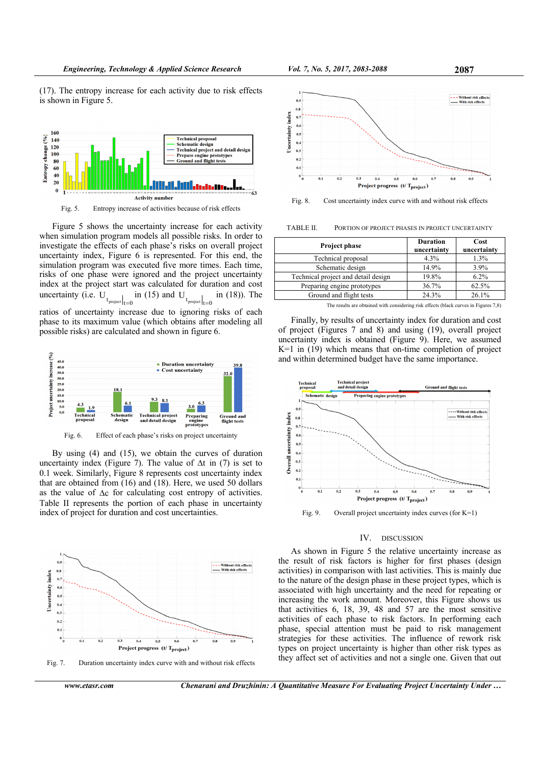(17). The entropy increase for each activity due to risk effects is shown in Figure 5.

Technical proposal
Schematic design
Technical project and detail design
Prepare engine prototypes
Ground and flight tests

Entropy change (%)

Activity number

Fig. 5. Entropy increase of activities because of risk effects

Figure 5 shows the uncertainty increase for each activity when simulation program models all possible risks. In order to investigate the effects of each phase's risks on overall project uncertainty index, Figure 6 is represented. For this end, the simulation program was executed five more times. Each time, risks of one phase were ignored and the project uncertainty index at the project start was calculated for duration and cost uncertainty (i.e. $U_{t_{project}}\big|_{t=0}$ in (15) and $U_{t_{project}}\big|_{t=0}$ in (18)). The ratios of uncertainty increase due to ignoring risks of each phase to its maximum value (which obtains after modeling all possible risks) are calculated and shown in figure 6.

Duration uncertainty
Cost uncertainty

Project uncertainty increase (%)

4.3 1.9 Technical proposal
18.1 6.1 Schematic design
9.3 8.1 Technical project and detail design
3.0 6.3 Preparing engine prototypes
32.0 39.8 Ground and flight tests

Fig. 6. Effect of each phase's risks on project uncertainty

By using (4) and (15), we obtain the curves of duration uncertainty index (Figure 7). The value of $\Delta t$ in (7) is set to 0.1 week. Similarly, Figure 8 represents cost uncertainty index that are obtained from (16) and (18). Here, we used 50 dollars as the value of $\Delta c$ for calculating cost entropy of activities. Table II represents the portion of each phase in uncertainty index of project for duration and cost uncertainties.

Without risk effects
With risk effects

Uncertainty index

Project progress $(t/T_{project})$

Fig. 7. Duration uncertainty index curve with and without risk effects

Without risk effects
With risk effects

Uncertainty index

Project progress $(t/T_{project})$

Fig. 8. Cost uncertainty index curve with and without risk effects

TABLE II. PORTION OF PROJECT PHASES IN PROJECT UNCERTAINTY

| Project phase | Duration uncertainty | Cost uncertainty |
|---|---|---|
| Technical proposal | 4.3% | 1.3% |
| Schematic design | 14.9% | 3.9% |
| Technical project and detail design | 19.8% | 6.2% |
| Preparing engine prototypes | 36.7% | 62.5% |
| Ground and flight tests | 24.3% | 26.1% |

The results are obtained with considering risk effects (black curves in Figures 7,8)

Finally, by results of uncertainty index for duration and cost of project (Figures 7 and 8) and using (19), overall project uncertainty index is obtained (Figure 9). Here, we assumed K=1 in (19) which means that on-time completion of project and within determined budget have the same importance.

Technical proposal
Schematic design
Technical project and detail design
Preparing engine prototypes
Ground and flight tests

Without risk effects
With risk effects

Overall uncertainty index

Project progress $(t/T_{project})$

Fig. 9. Overall project uncertainty index curves (for K=1)

## IV. DISCUSSION

As shown in Figure 5 the relative uncertainty increase as the result of risk factors is higher for first phases (design activities) in comparison with last activities. This is mainly due to the nature of the design phase in these project types, which is associated with high uncertainty and the need for repeating or increasing the work amount. Moreover, this Figure shows us that activities 6, 18, 39, 48 and 57 are the most sensitive activities of each phase to risk factors. In performing each phase, special attention must be paid to risk management strategies for these activities. The influence of rework risk types on project uncertainty is higher than other risk types as they affect set of activities and not a single one. Given that out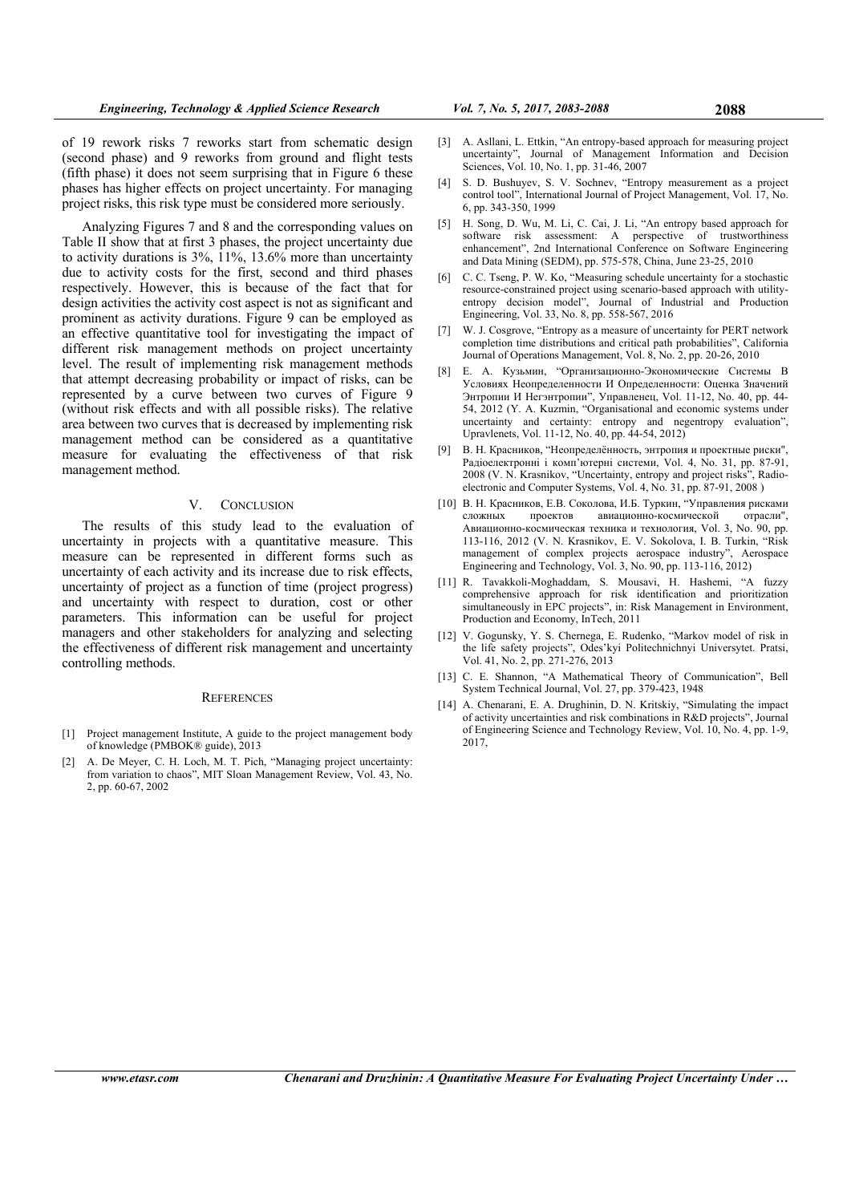of 19 rework risks 7 reworks start from schematic design (second phase) and 9 reworks from ground and flight tests (fifth phase) it does not seem surprising that in Figure 6 these phases has higher effects on project uncertainty. For managing project risks, this risk type must be considered more seriously.

Analyzing Figures 7 and 8 and the corresponding values on Table II show that at first 3 phases, the project uncertainty due to activity durations is 3%, 11%, 13.6% more than uncertainty due to activity costs for the first, second and third phases respectively. However, this is because of the fact that for design activities the activity cost aspect is not as significant and prominent as activity durations. Figure 9 can be employed as an effective quantitative tool for investigating the impact of different risk management methods on project uncertainty level. The result of implementing risk management methods that attempt decreasing probability or impact of risks, can be represented by a curve between two curves of Figure 9 (without risk effects and with all possible risks). The relative area between two curves that is decreased by implementing risk management method can be considered as a quantitative measure for evaluating the effectiveness of that risk management method.

## V. CONCLUSION

The results of this study lead to the evaluation of uncertainty in projects with a quantitative measure. This measure can be represented in different forms such as uncertainty of each activity and its increase due to risk effects, uncertainty of project as a function of time (project progress) and uncertainty with respect to duration, cost or other parameters. This information can be useful for project managers and other stakeholders for analyzing and selecting the effectiveness of different risk management and uncertainty controlling methods.

## REFERENCES

[1] Project management Institute, A guide to the project management body of knowledge (PMBOK® guide), 2013

[2] A. De Meyer, C. H. Loch, M. T. Pich, "Managing project uncertainty: from variation to chaos", MIT Sloan Management Review, Vol. 43, No. 2, pp. 60-67, 2002

[3] A. Asllani, L. Ettkin, "An entropy-based approach for measuring project uncertainty", Journal of Management Information and Decision Sciences, Vol. 10, No. 1, pp. 31-46, 2007

[4] S. D. Bushuyev, S. V. Sochnev, "Entropy measurement as a project control tool", International Journal of Project Management, Vol. 17, No. 6, pp. 343-350, 1999

[5] H. Song, D. Wu, M. Li, C. Cai, J. Li, "An entropy based approach for software risk assessment: A perspective of trustworthiness enhancement", 2nd International Conference on Software Engineering and Data Mining (SEDM), pp. 575-578, China, June 23-25, 2010

[6] C. C. Tseng, P. W. Ko, "Measuring schedule uncertainty for a stochastic resource-constrained project using scenario-based approach with utility-entropy decision model", Journal of Industrial and Production Engineering, Vol. 33, No. 8, pp. 558-567, 2016

[7] W. J. Cosgrove, "Entropy as a measure of uncertainty for PERT network completion time distributions and critical path probabilities", California Journal of Operations Management, Vol. 8, No. 2, pp. 20-26, 2010

[8] Е. А. Кузьмин, "Организационно-Экономические Системы В Условиях Неопределенности И Определенности: Оценка Значений Энтропии И Негэнтропии", Управленец, Vol. 11-12, No. 40, pp. 44-54, 2012 (Y. A. Kuzmin, "Organisational and economic systems under uncertainty and certainty: entropy and negentropy evaluation", Upravlenets, Vol. 11-12, No. 40, pp. 44-54, 2012)

[9] В. Н. Красников, "Неопределённость, энтропия и проектные риски", Радіоелектронні і комп'ютерні системи, Vol. 4, No. 31, pp. 87-91, 2008 (V. N. Krasnikov, "Uncertainty, entropy and project risks", Radio-electronic and Computer Systems, Vol. 4, No. 31, pp. 87-91, 2008 )

[10] В. Н. Красников, Е.В. Соколова, И.Б. Туркин, "Управления рисками сложных проектов авиационно-космической отрасли", Авиационно-космическая техника и технология, Vol. 3, No. 90, pp. 113-116, 2012 (V. N. Krasnikov, E. V. Sokolova, I. B. Turkin, "Risk management of complex projects aerospace industry", Aerospace Engineering and Technology, Vol. 3, No. 90, pp. 113-116, 2012)

[11] R. Tavakkoli-Moghaddam, S. Mousavi, H. Hashemi, "A fuzzy comprehensive approach for risk identification and prioritization simultaneously in EPC projects", in: Risk Management in Environment, Production and Economy, InTech, 2011

[12] V. Gogunsky, Y. S. Chernega, E. Rudenko, "Markov model of risk in the life safety projects", Odes'kyi Politechnichnyi Universytet. Pratsi, Vol. 41, No. 2, pp. 271-276, 2013

[13] C. E. Shannon, "A Mathematical Theory of Communication", Bell System Technical Journal, Vol. 27, pp. 379-423, 1948

[14] A. Chenarani, E. A. Drughinin, D. N. Kritskiy, "Simulating the impact of activity uncertainties and risk combinations in R&D projects", Journal of Engineering Science and Technology Review, Vol. 10, No. 4, pp. 1-9, 2017,